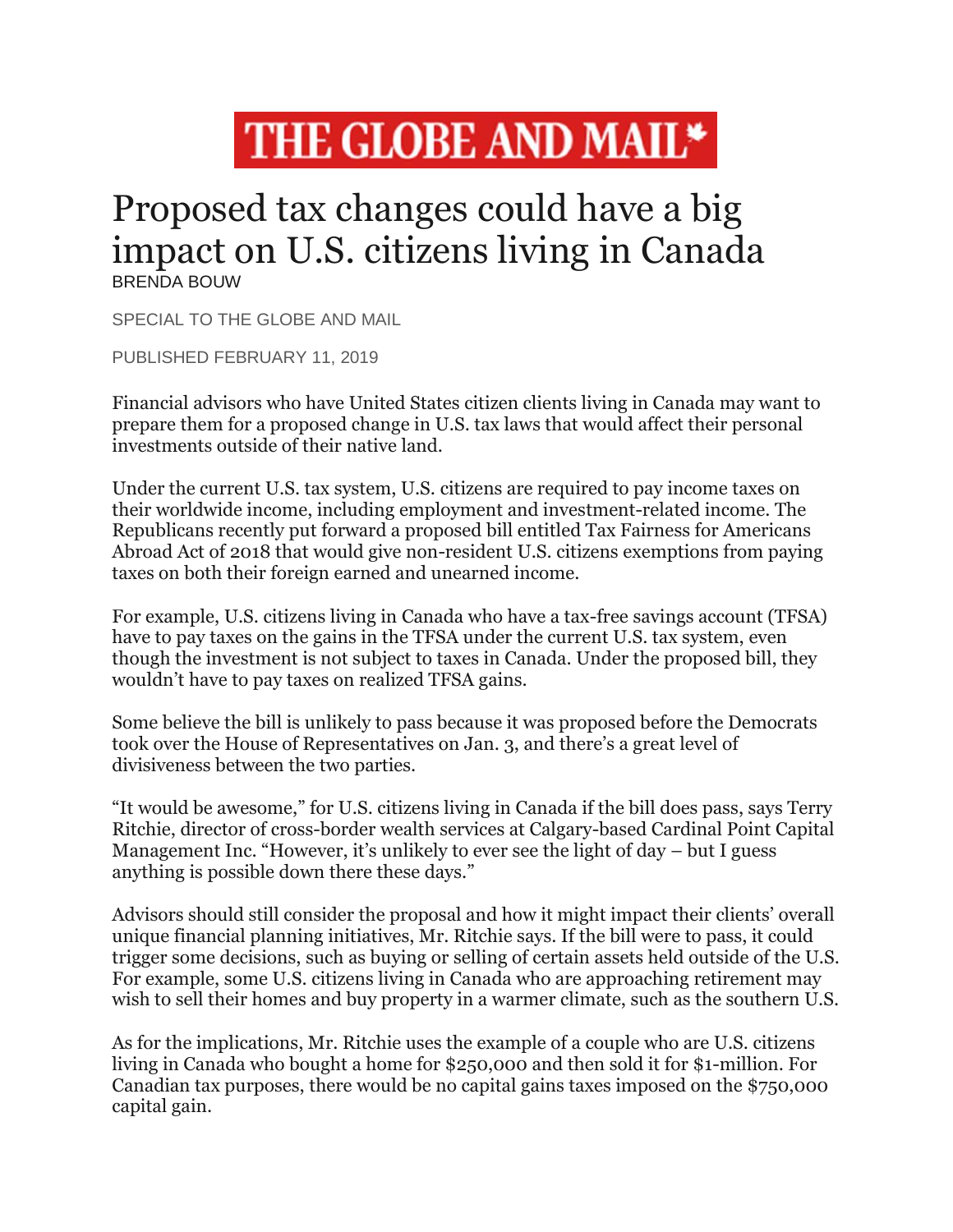THE GLOBE AND MAIL

# Proposed tax changes could have a big impact on U.S. citizens living in Canada

BRENDA BOUW

SPECIAL TO THE GLOBE AND MAIL

PUBLISHED FEBRUARY 11, 2019

Financial advisors who have United States citizen clients living in Canada may want to prepare them for a proposed change in U.S. tax laws that would affect their personal investments outside of their native land.

Under the current U.S. tax system, U.S. citizens are required to pay income taxes on their worldwide income, including employment and investment-related income. The Republicans recently put forward a proposed bill entitled Tax Fairness for Americans Abroad Act of 2018 that would give non-resident U.S. citizens exemptions from paying taxes on both their foreign earned and unearned income.

For example, U.S. citizens living in Canada who have a tax-free savings account (TFSA) have to pay taxes on the gains in the TFSA under the current U.S. tax system, even though the investment is not subject to taxes in Canada. Under the proposed bill, they wouldn't have to pay taxes on realized TFSA gains.

Some believe the bill is unlikely to pass because it was proposed before the Democrats took over the House of Representatives on Jan. 3, and there's a great level of divisiveness between the two parties.

"It would be awesome," for U.S. citizens living in Canada if the bill does pass, says Terry Ritchie, director of cross-border wealth services at Calgary-based Cardinal Point Capital Management Inc. "However, it's unlikely to ever see the light of day – but I guess anything is possible down there these days."

Advisors should still consider the proposal and how it might impact their clients' overall unique financial planning initiatives, Mr. Ritchie says. If the bill were to pass, it could trigger some decisions, such as buying or selling of certain assets held outside of the U.S. For example, some U.S. citizens living in Canada who are approaching retirement may wish to sell their homes and buy property in a warmer climate, such as the southern U.S.

As for the implications, Mr. Ritchie uses the example of a couple who are U.S. citizens living in Canada who bought a home for $250,000 and then sold it for $1-million. For Canadian tax purposes, there would be no capital gains taxes imposed on the $750,000 capital gain.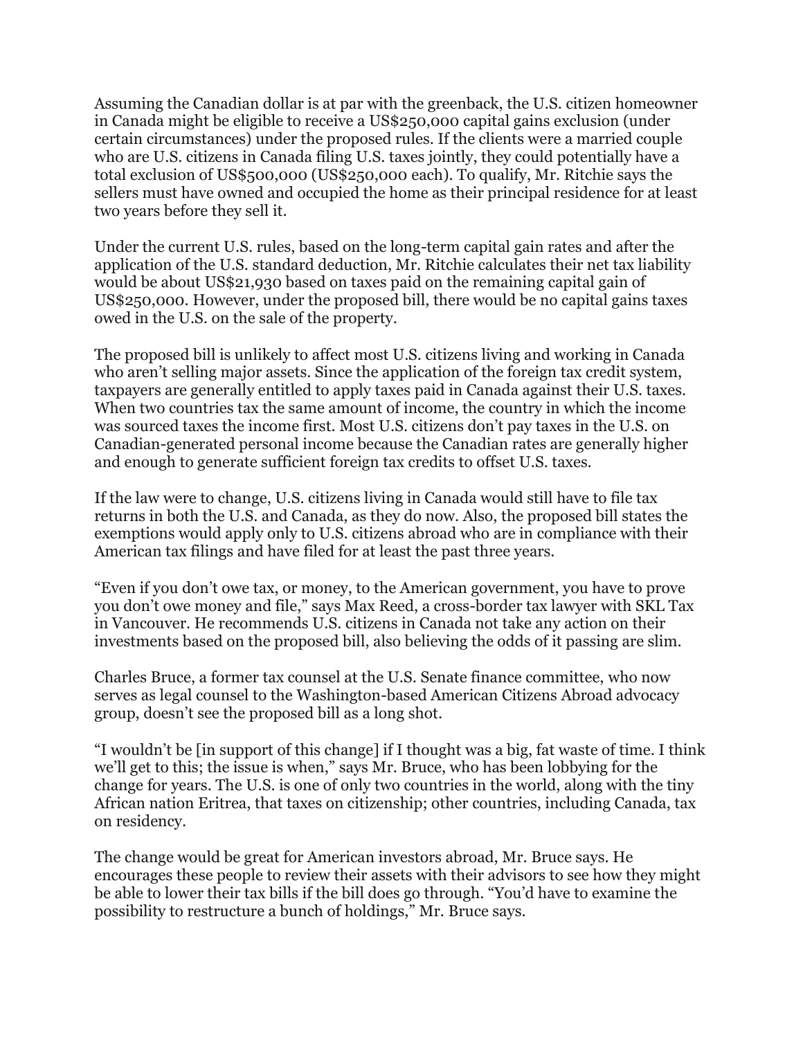Assuming the Canadian dollar is at par with the greenback, the U.S. citizen homeowner in Canada might be eligible to receive a US$250,000 capital gains exclusion (under certain circumstances) under the proposed rules. If the clients were a married couple who are U.S. citizens in Canada filing U.S. taxes jointly, they could potentially have a total exclusion of US$500,000 (US$250,000 each). To qualify, Mr. Ritchie says the sellers must have owned and occupied the home as their principal residence for at least two years before they sell it.

Under the current U.S. rules, based on the long-term capital gain rates and after the application of the U.S. standard deduction, Mr. Ritchie calculates their net tax liability would be about US$21,930 based on taxes paid on the remaining capital gain of US$250,000. However, under the proposed bill, there would be no capital gains taxes owed in the U.S. on the sale of the property.

The proposed bill is unlikely to affect most U.S. citizens living and working in Canada who aren't selling major assets. Since the application of the foreign tax credit system, taxpayers are generally entitled to apply taxes paid in Canada against their U.S. taxes. When two countries tax the same amount of income, the country in which the income was sourced taxes the income first. Most U.S. citizens don't pay taxes in the U.S. on Canadian-generated personal income because the Canadian rates are generally higher and enough to generate sufficient foreign tax credits to offset U.S. taxes.

If the law were to change, U.S. citizens living in Canada would still have to file tax returns in both the U.S. and Canada, as they do now. Also, the proposed bill states the exemptions would apply only to U.S. citizens abroad who are in compliance with their American tax filings and have filed for at least the past three years.

"Even if you don't owe tax, or money, to the American government, you have to prove you don't owe money and file," says Max Reed, a cross-border tax lawyer with SKL Tax in Vancouver. He recommends U.S. citizens in Canada not take any action on their investments based on the proposed bill, also believing the odds of it passing are slim.

Charles Bruce, a former tax counsel at the U.S. Senate finance committee, who now serves as legal counsel to the Washington-based American Citizens Abroad advocacy group, doesn't see the proposed bill as a long shot.

"I wouldn't be [in support of this change] if I thought was a big, fat waste of time. I think we'll get to this; the issue is when," says Mr. Bruce, who has been lobbying for the change for years. The U.S. is one of only two countries in the world, along with the tiny African nation Eritrea, that taxes on citizenship; other countries, including Canada, tax on residency.

The change would be great for American investors abroad, Mr. Bruce says. He encourages these people to review their assets with their advisors to see how they might be able to lower their tax bills if the bill does go through. "You'd have to examine the possibility to restructure a bunch of holdings," Mr. Bruce says.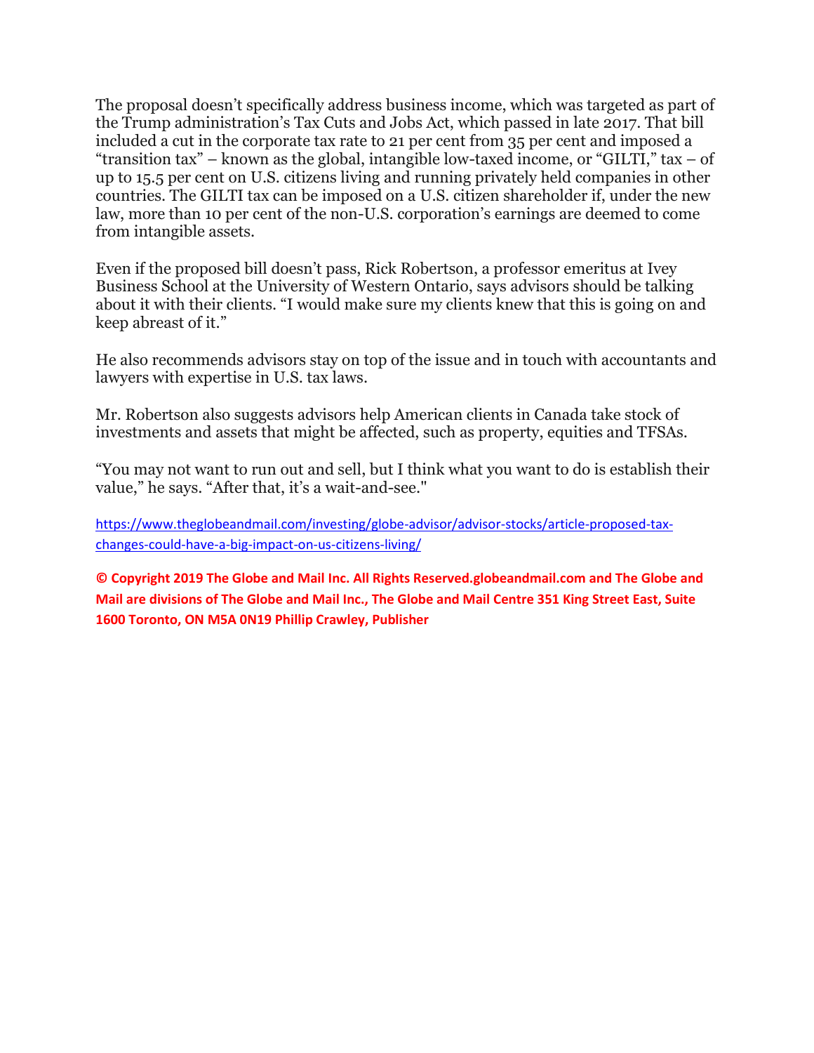The proposal doesn't specifically address business income, which was targeted as part of the Trump administration's Tax Cuts and Jobs Act, which passed in late 2017. That bill included a cut in the corporate tax rate to 21 per cent from 35 per cent and imposed a "transition tax" – known as the global, intangible low-taxed income, or "GILTI," tax – of up to 15.5 per cent on U.S. citizens living and running privately held companies in other countries. The GILTI tax can be imposed on a U.S. citizen shareholder if, under the new law, more than 10 per cent of the non-U.S. corporation's earnings are deemed to come from intangible assets.

Even if the proposed bill doesn't pass, Rick Robertson, a professor emeritus at Ivey Business School at the University of Western Ontario, says advisors should be talking about it with their clients. "I would make sure my clients knew that this is going on and keep abreast of it."

He also recommends advisors stay on top of the issue and in touch with accountants and lawyers with expertise in U.S. tax laws.

Mr. Robertson also suggests advisors help American clients in Canada take stock of investments and assets that might be affected, such as property, equities and TFSAs.

"You may not want to run out and sell, but I think what you want to do is establish their value," he says. "After that, it's a wait-and-see."

https://www.theglobeandmail.com/investing/globe-advisor/advisor-stocks/article-proposed-tax-changes-could-have-a-big-impact-on-us-citizens-living/

**© Copyright 2019 The Globe and Mail Inc. All Rights Reserved.globeandmail.com and The Globe and Mail are divisions of The Globe and Mail Inc., The Globe and Mail Centre 351 King Street East, Suite 1600 Toronto, ON M5A 0N19 Phillip Crawley, Publisher**